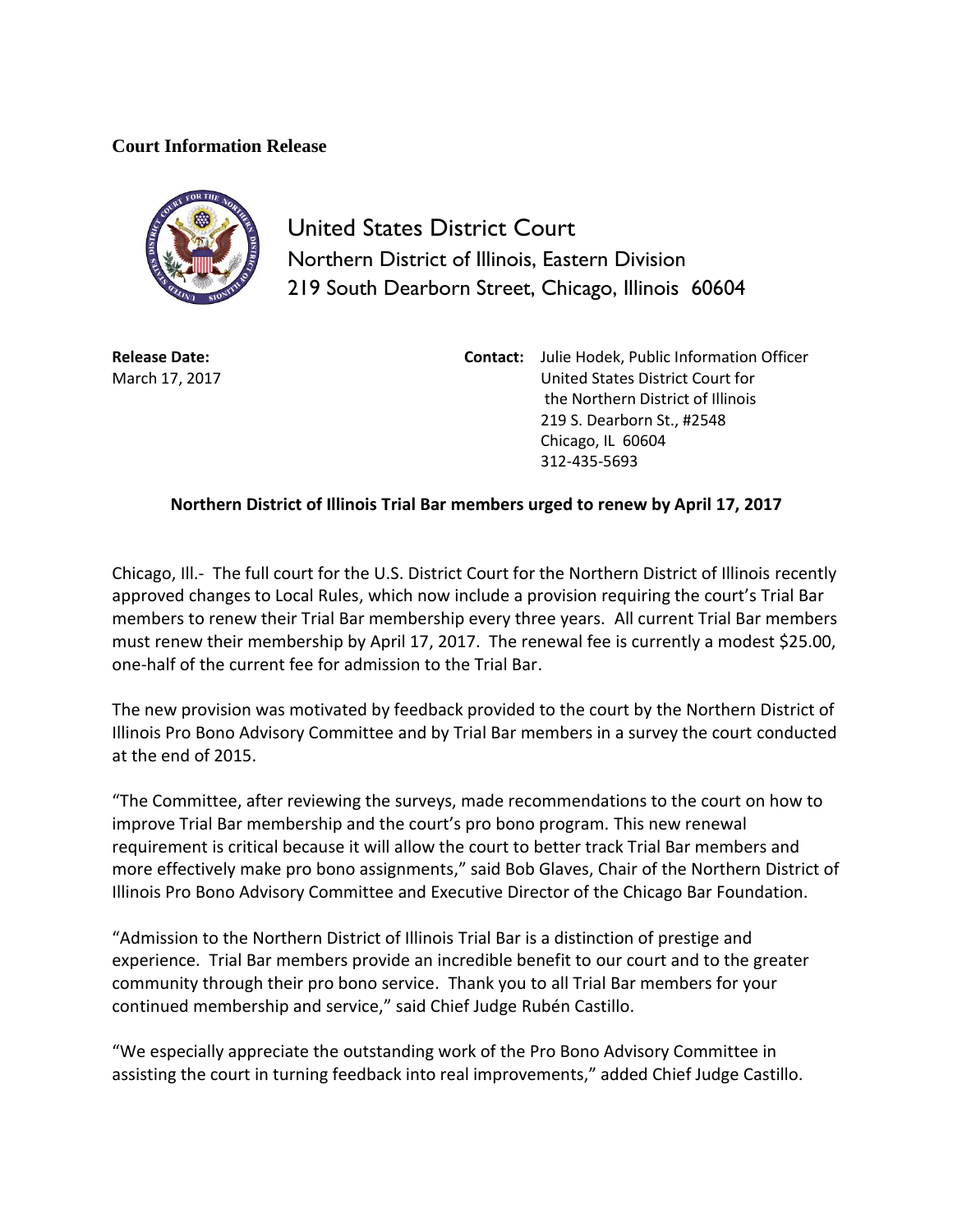**Court Information Release**

United States District Court
Northern District of Illinois, Eastern Division
219 South Dearborn Street, Chicago, Illinois 60604

**Release Date:**
March 17, 2017

**Contact:** Julie Hodek, Public Information Officer
United States District Court for
the Northern District of Illinois
219 S. Dearborn St., #2548
Chicago, IL 60604
312-435-5693

**Northern District of Illinois Trial Bar members urged to renew by April 17, 2017**

Chicago, Ill.- The full court for the U.S. District Court for the Northern District of Illinois recently approved changes to Local Rules, which now include a provision requiring the court's Trial Bar members to renew their Trial Bar membership every three years. All current Trial Bar members must renew their membership by April 17, 2017. The renewal fee is currently a modest $25.00, one-half of the current fee for admission to the Trial Bar.

The new provision was motivated by feedback provided to the court by the Northern District of Illinois Pro Bono Advisory Committee and by Trial Bar members in a survey the court conducted at the end of 2015.

"The Committee, after reviewing the surveys, made recommendations to the court on how to improve Trial Bar membership and the court's pro bono program. This new renewal requirement is critical because it will allow the court to better track Trial Bar members and more effectively make pro bono assignments," said Bob Glaves, Chair of the Northern District of Illinois Pro Bono Advisory Committee and Executive Director of the Chicago Bar Foundation.

"Admission to the Northern District of Illinois Trial Bar is a distinction of prestige and experience. Trial Bar members provide an incredible benefit to our court and to the greater community through their pro bono service. Thank you to all Trial Bar members for your continued membership and service," said Chief Judge Rubén Castillo.

"We especially appreciate the outstanding work of the Pro Bono Advisory Committee in assisting the court in turning feedback into real improvements," added Chief Judge Castillo.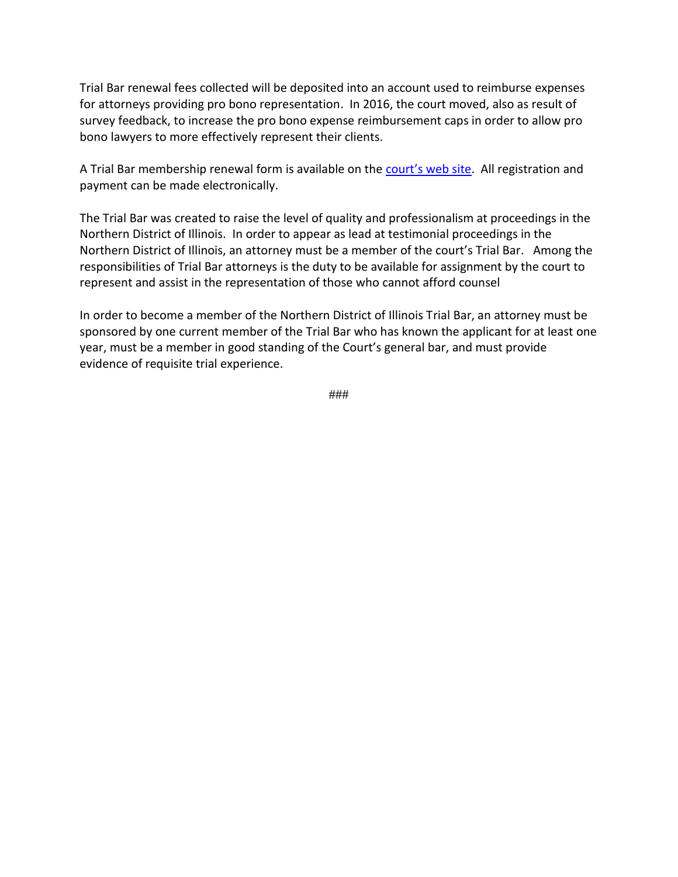Trial Bar renewal fees collected will be deposited into an account used to reimburse expenses for attorneys providing pro bono representation. In 2016, the court moved, also as result of survey feedback, to increase the pro bono expense reimbursement caps in order to allow pro bono lawyers to more effectively represent their clients.

A Trial Bar membership renewal form is available on the court's web site. All registration and payment can be made electronically.

The Trial Bar was created to raise the level of quality and professionalism at proceedings in the Northern District of Illinois. In order to appear as lead at testimonial proceedings in the Northern District of Illinois, an attorney must be a member of the court's Trial Bar. Among the responsibilities of Trial Bar attorneys is the duty to be available for assignment by the court to represent and assist in the representation of those who cannot afford counsel

In order to become a member of the Northern District of Illinois Trial Bar, an attorney must be sponsored by one current member of the Trial Bar who has known the applicant for at least one year, must be a member in good standing of the Court's general bar, and must provide evidence of requisite trial experience.

###